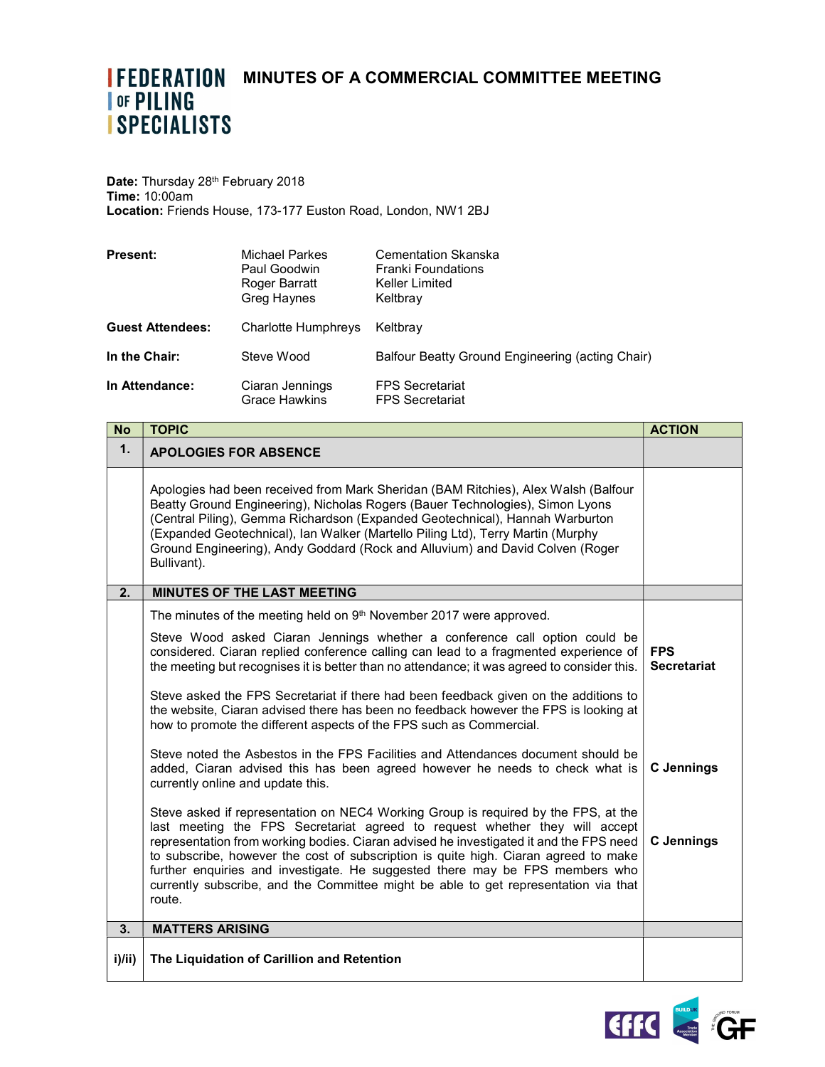# FEDERATION OF PILING SPECIALISTS

# MINUTES OF A COMMERCIAL COMMITTEE MEETING

**Date:** Thursday 28th February 2018
**Time:** 10:00am
**Location:** Friends House, 173-177 Euston Road, London, NW1 2BJ

| | | |
|---|---|---|
| **Present:** | Michael Parkes | Cementation Skanska |
| | Paul Goodwin | Franki Foundations |
| | Roger Barratt | Keller Limited |
| | Greg Haynes | Keltbray |
| **Guest Attendees:** | Charlotte Humphreys | Keltbray |
| **In the Chair:** | Steve Wood | Balfour Beatty Ground Engineering (acting Chair) |
| **In Attendance:** | Ciaran Jennings | FPS Secretariat |
| | Grace Hawkins | FPS Secretariat |

| No | TOPIC | ACTION |
|---|---|---|
| **1.** | **APOLOGIES FOR ABSENCE** | |
| | Apologies had been received from Mark Sheridan (BAM Ritchies), Alex Walsh (Balfour Beatty Ground Engineering), Nicholas Rogers (Bauer Technologies), Simon Lyons (Central Piling), Gemma Richardson (Expanded Geotechnical), Hannah Warburton (Expanded Geotechnical), Ian Walker (Martello Piling Ltd), Terry Martin (Murphy Ground Engineering), Andy Goddard (Rock and Alluvium) and David Colven (Roger Bullivant). | |
| **2.** | **MINUTES OF THE LAST MEETING** | |
| | The minutes of the meeting held on 9th November 2017 were approved. | |
| | Steve Wood asked Ciaran Jennings whether a conference call option could be considered. Ciaran replied conference calling can lead to a fragmented experience of the meeting but recognises it is better than no attendance; it was agreed to consider this. | **FPS Secretariat** |
| | Steve asked the FPS Secretariat if there had been feedback given on the additions to the website, Ciaran advised there has been no feedback however the FPS is looking at how to promote the different aspects of the FPS such as Commercial. | |
| | Steve noted the Asbestos in the FPS Facilities and Attendances document should be added, Ciaran advised this has been agreed however he needs to check what is currently online and update this. | **C Jennings** |
| | Steve asked if representation on NEC4 Working Group is required by the FPS, at the last meeting the FPS Secretariat agreed to request whether they will accept representation from working bodies. Ciaran advised he investigated it and the FPS need to subscribe, however the cost of subscription is quite high. Ciaran agreed to make further enquiries and investigate. He suggested there may be FPS members who currently subscribe, and the Committee might be able to get representation via that route. | **C Jennings** |
| **3.** | **MATTERS ARISING** | |
| **i)/ii)** | **The Liquidation of Carillion and Retention** | |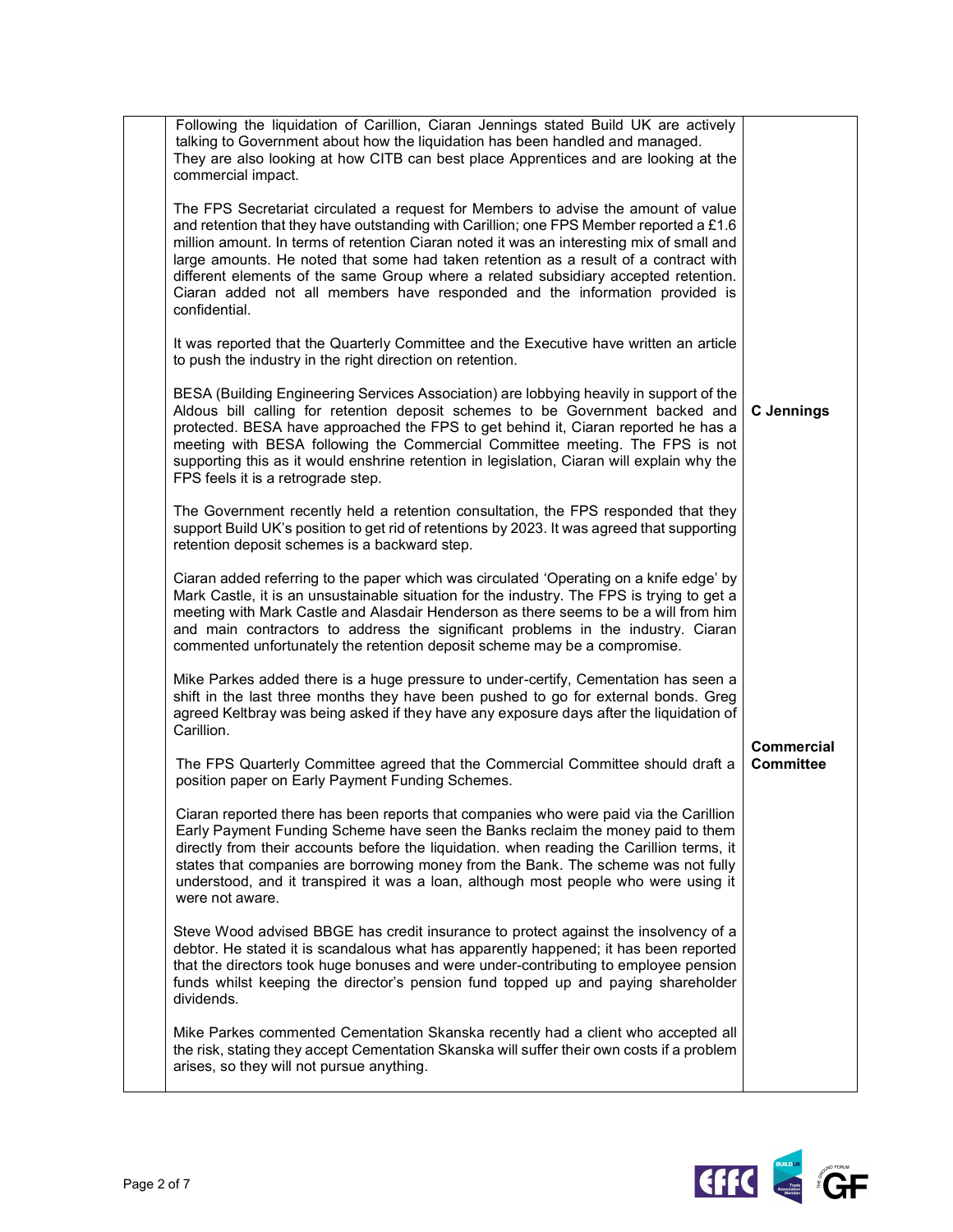| | | |
|---|---|---|
| | Following the liquidation of Carillion, Ciaran Jennings stated Build UK are actively talking to Government about how the liquidation has been handled and managed.<br>They are also looking at how CITB can best place Apprentices and are looking at the commercial impact.<br><br>The FPS Secretariat circulated a request for Members to advise the amount of value and retention that they have outstanding with Carillion; one FPS Member reported a £1.6 million amount. In terms of retention Ciaran noted it was an interesting mix of small and large amounts. He noted that some had taken retention as a result of a contract with different elements of the same Group where a related subsidiary accepted retention. Ciaran added not all members have responded and the information provided is confidential.<br><br>It was reported that the Quarterly Committee and the Executive have written an article to push the industry in the right direction on retention.<br><br>BESA (Building Engineering Services Association) are lobbying heavily in support of the Aldous bill calling for retention deposit schemes to be Government backed and protected. BESA have approached the FPS to get behind it, Ciaran reported he has a meeting with BESA following the Commercial Committee meeting. The FPS is not supporting this as it would enshrine retention in legislation, Ciaran will explain why the FPS feels it is a retrograde step.<br><br>The Government recently held a retention consultation, the FPS responded that they support Build UK's position to get rid of retentions by 2023. It was agreed that supporting retention deposit schemes is a backward step.<br><br>Ciaran added referring to the paper which was circulated 'Operating on a knife edge' by Mark Castle, it is an unsustainable situation for the industry. The FPS is trying to get a meeting with Mark Castle and Alasdair Henderson as there seems to be a will from him and main contractors to address the significant problems in the industry. Ciaran commented unfortunately the retention deposit scheme may be a compromise.<br><br>Mike Parkes added there is a huge pressure to under-certify, Cementation has seen a shift in the last three months they have been pushed to go for external bonds. Greg agreed Keltbray was being asked if they have any exposure days after the liquidation of Carillion. | **C Jennings** |
| | The FPS Quarterly Committee agreed that the Commercial Committee should draft a position paper on Early Payment Funding Schemes.<br><br>Ciaran reported there has been reports that companies who were paid via the Carillion Early Payment Funding Scheme have seen the Banks reclaim the money paid to them directly from their accounts before the liquidation. when reading the Carillion terms, it states that companies are borrowing money from the Bank. The scheme was not fully understood, and it transpired it was a loan, although most people who were using it were not aware.<br><br>Steve Wood advised BBGE has credit insurance to protect against the insolvency of a debtor. He stated it is scandalous what has apparently happened; it has been reported that the directors took huge bonuses and were under-contributing to employee pension funds whilst keeping the director's pension fund topped up and paying shareholder dividends.<br><br>Mike Parkes commented Cementation Skanska recently had a client who accepted all the risk, stating they accept Cementation Skanska will suffer their own costs if a problem arises, so they will not pursue anything. | **Commercial Committee** |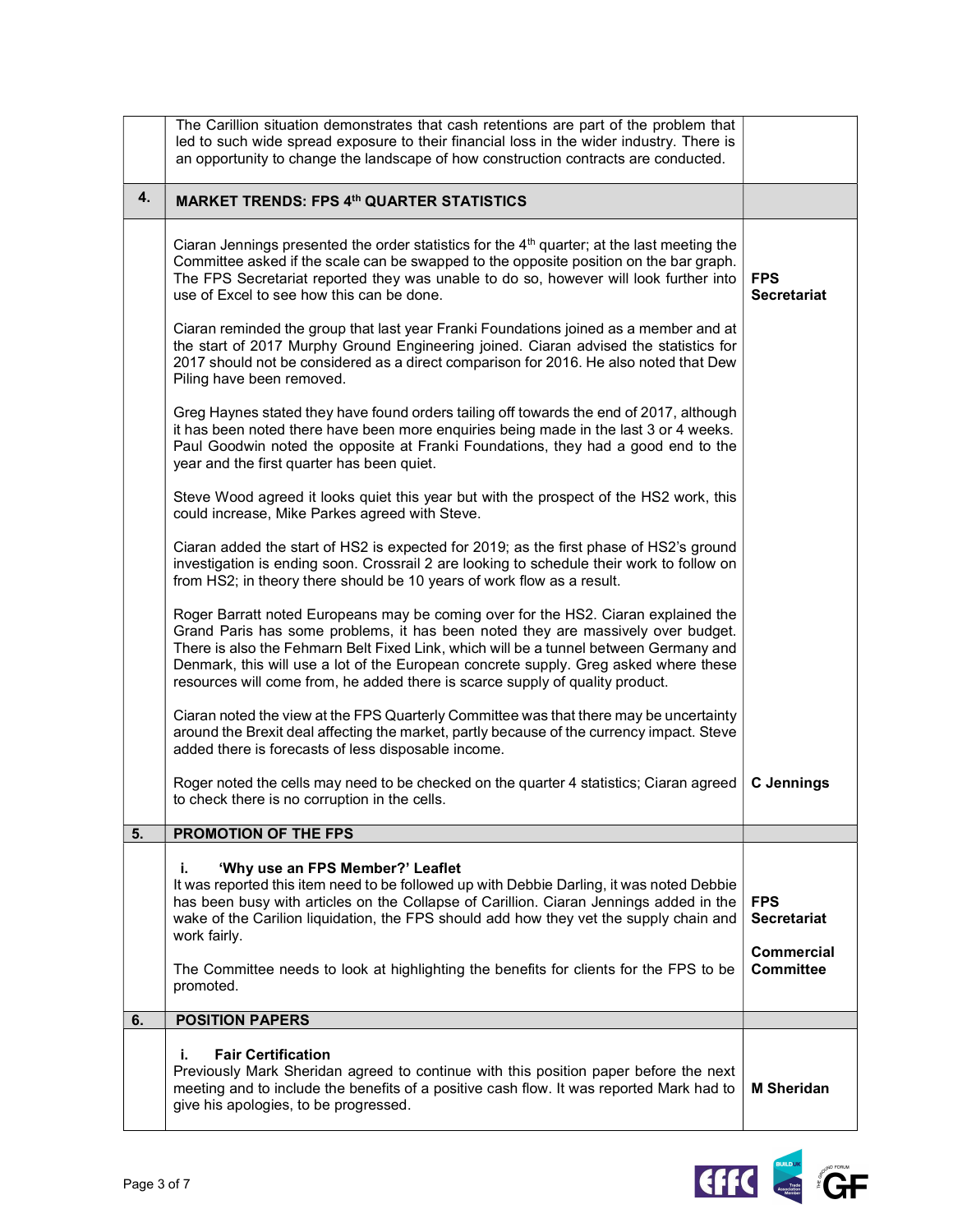| | | |
|---|---|---|
| | The Carillion situation demonstrates that cash retentions are part of the problem that led to such wide spread exposure to their financial loss in the wider industry. There is an opportunity to change the landscape of how construction contracts are conducted. | |
| **4.** | **MARKET TRENDS: FPS 4th QUARTER STATISTICS** | |
| | Ciaran Jennings presented the order statistics for the 4th quarter; at the last meeting the Committee asked if the scale can be swapped to the opposite position on the bar graph. The FPS Secretariat reported they was unable to do so, however will look further into use of Excel to see how this can be done.<br><br>Ciaran reminded the group that last year Franki Foundations joined as a member and at the start of 2017 Murphy Ground Engineering joined. Ciaran advised the statistics for 2017 should not be considered as a direct comparison for 2016. He also noted that Dew Piling have been removed.<br><br>Greg Haynes stated they have found orders tailing off towards the end of 2017, although it has been noted there have been more enquiries being made in the last 3 or 4 weeks. Paul Goodwin noted the opposite at Franki Foundations, they had a good end to the year and the first quarter has been quiet.<br><br>Steve Wood agreed it looks quiet this year but with the prospect of the HS2 work, this could increase, Mike Parkes agreed with Steve.<br><br>Ciaran added the start of HS2 is expected for 2019; as the first phase of HS2's ground investigation is ending soon. Crossrail 2 are looking to schedule their work to follow on from HS2; in theory there should be 10 years of work flow as a result.<br><br>Roger Barratt noted Europeans may be coming over for the HS2. Ciaran explained the Grand Paris has some problems, it has been noted they are massively over budget. There is also the Fehmarn Belt Fixed Link, which will be a tunnel between Germany and Denmark, this will use a lot of the European concrete supply. Greg asked where these resources will come from, he added there is scarce supply of quality product.<br><br>Ciaran noted the view at the FPS Quarterly Committee was that there may be uncertainty around the Brexit deal affecting the market, partly because of the currency impact. Steve added there is forecasts of less disposable income.<br><br>Roger noted the cells may need to be checked on the quarter 4 statistics; Ciaran agreed to check there is no corruption in the cells. | **FPS Secretariat**<br><br>**C Jennings** |
| **5.** | **PROMOTION OF THE FPS** | |
| | **i. 'Why use an FPS Member?' Leaflet**<br>It was reported this item need to be followed up with Debbie Darling, it was noted Debbie has been busy with articles on the Collapse of Carillion. Ciaran Jennings added in the wake of the Carilion liquidation, the FPS should add how they vet the supply chain and work fairly.<br><br>The Committee needs to look at highlighting the benefits for clients for the FPS to be promoted. | **FPS Secretariat**<br><br>**Commercial Committee** |
| **6.** | **POSITION PAPERS** | |
| | **i. Fair Certification**<br>Previously Mark Sheridan agreed to continue with this position paper before the next meeting and to include the benefits of a positive cash flow. It was reported Mark had to give his apologies, to be progressed. | **M Sheridan** |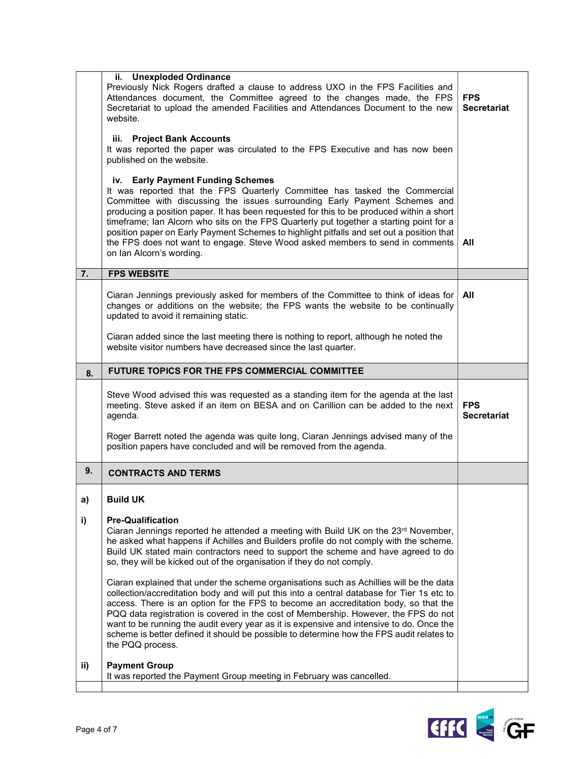| | | |
|---|---|---|
| | **ii. Unexploded Ordinance**<br>Previously Nick Rogers drafted a clause to address UXO in the FPS Facilities and Attendances document, the Committee agreed to the changes made, the FPS Secretariat to upload the amended Facilities and Attendances Document to the new website. | **FPS Secretariat** |
| | **iii. Project Bank Accounts**<br>It was reported the paper was circulated to the FPS Executive and has now been published on the website. | |
| | **iv. Early Payment Funding Schemes**<br>It was reported that the FPS Quarterly Committee has tasked the Commercial Committee with discussing the issues surrounding Early Payment Schemes and producing a position paper. It has been requested for this to be produced within a short timeframe; Ian Alcorn who sits on the FPS Quarterly put together a starting point for a position paper on Early Payment Schemes to highlight pitfalls and set out a position that the FPS does not want to engage. Steve Wood asked members to send in comments on Ian Alcorn's wording. | **All** |
| **7.** | **FPS WEBSITE** | |
| | Ciaran Jennings previously asked for members of the Committee to think of ideas for changes or additions on the website; the FPS wants the website to be continually updated to avoid it remaining static.<br><br>Ciaran added since the last meeting there is nothing to report, although he noted the website visitor numbers have decreased since the last quarter. | **All** |
| **8.** | **FUTURE TOPICS FOR THE FPS COMMERCIAL COMMITTEE** | |
| | Steve Wood advised this was requested as a standing item for the agenda at the last meeting. Steve asked if an item on BESA and on Carillion can be added to the next agenda.<br><br>Roger Barrett noted the agenda was quite long, Ciaran Jennings advised many of the position papers have concluded and will be removed from the agenda. | **FPS Secretariat** |
| **9.** | **CONTRACTS AND TERMS** | |
| **a)** | **Build UK** | |
| **i)** | **Pre-Qualification**<br>Ciaran Jennings reported he attended a meeting with Build UK on the 23rd November, he asked what happens if Achilles and Builders profile do not comply with the scheme. Build UK stated main contractors need to support the scheme and have agreed to do so, they will be kicked out of the organisation if they do not comply.<br><br>Ciaran explained that under the scheme organisations such as Achillies will be the data collection/accreditation body and will put this into a central database for Tier 1s etc to access. There is an option for the FPS to become an accreditation body, so that the PQQ data registration is covered in the cost of Membership. However, the FPS do not want to be running the audit every year as it is expensive and intensive to do. Once the scheme is better defined it should be possible to determine how the FPS audit relates to the PQQ process. | |
| **ii)** | **Payment Group**<br>It was reported the Payment Group meeting in February was cancelled. | |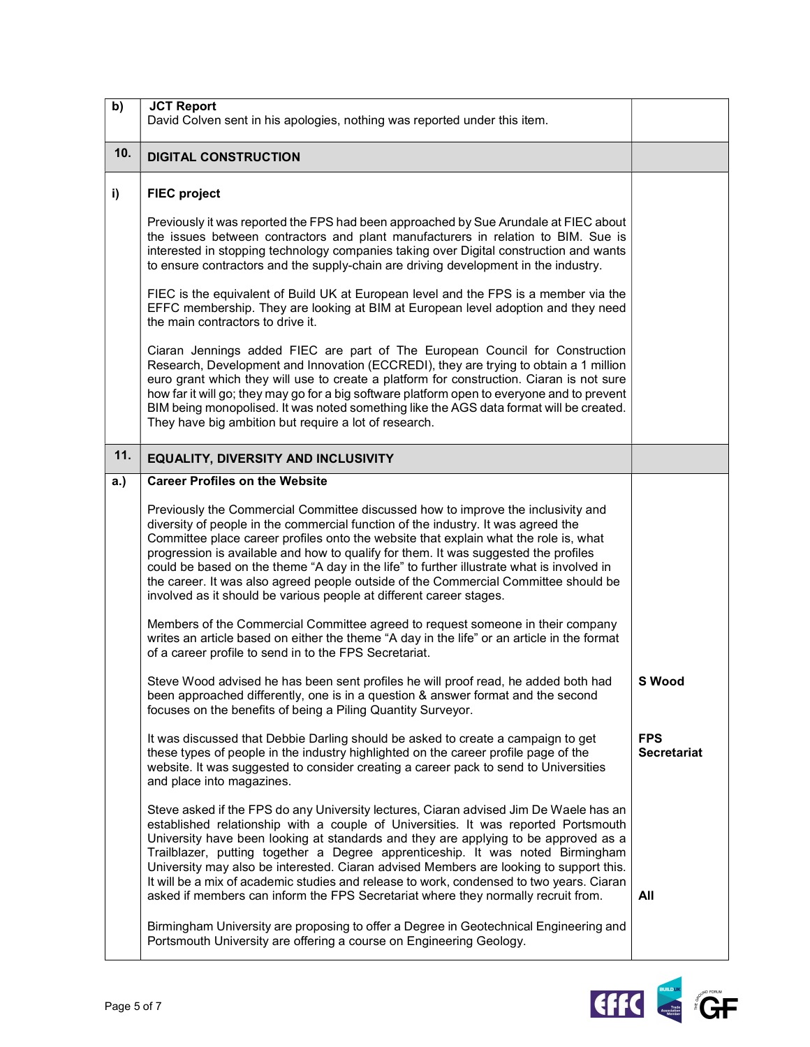| | | |
|---|---|---|
| **b)** | **JCT Report**<br>David Colven sent in his apologies, nothing was reported under this item. | |
| **10.** | **DIGITAL CONSTRUCTION** | |
| **i)** | **FIEC project**<br><br>Previously it was reported the FPS had been approached by Sue Arundale at FIEC about the issues between contractors and plant manufacturers in relation to BIM. Sue is interested in stopping technology companies taking over Digital construction and wants to ensure contractors and the supply-chain are driving development in the industry.<br><br>FIEC is the equivalent of Build UK at European level and the FPS is a member via the EFFC membership. They are looking at BIM at European level adoption and they need the main contractors to drive it.<br><br>Ciaran Jennings added FIEC are part of The European Council for Construction Research, Development and Innovation (ECCREDI), they are trying to obtain a 1 million euro grant which they will use to create a platform for construction. Ciaran is not sure how far it will go; they may go for a big software platform open to everyone and to prevent BIM being monopolised. It was noted something like the AGS data format will be created. They have big ambition but require a lot of research. | |
| **11.** | **EQUALITY, DIVERSITY AND INCLUSIVITY** | |
| **a.)** | **Career Profiles on the Website**<br><br>Previously the Commercial Committee discussed how to improve the inclusivity and diversity of people in the commercial function of the industry. It was agreed the Committee place career profiles onto the website that explain what the role is, what progression is available and how to qualify for them. It was suggested the profiles could be based on the theme "A day in the life" to further illustrate what is involved in the career. It was also agreed people outside of the Commercial Committee should be involved as it should be various people at different career stages.<br><br>Members of the Commercial Committee agreed to request someone in their company writes an article based on either the theme "A day in the life" or an article in the format of a career profile to send in to the FPS Secretariat. | |
| | Steve Wood advised he has been sent profiles he will proof read, he added both had been approached differently, one is in a question & answer format and the second focuses on the benefits of being a Piling Quantity Surveyor. | **S Wood** |
| | It was discussed that Debbie Darling should be asked to create a campaign to get these types of people in the industry highlighted on the career profile page of the website. It was suggested to consider creating a career pack to send to Universities and place into magazines. | **FPS Secretariat** |
| | Steve asked if the FPS do any University lectures, Ciaran advised Jim De Waele has an established relationship with a couple of Universities. It was reported Portsmouth University have been looking at standards and they are applying to be approved as a Trailblazer, putting together a Degree apprenticeship. It was noted Birmingham University may also be interested. Ciaran advised Members are looking to support this. It will be a mix of academic studies and release to work, condensed to two years. Ciaran asked if members can inform the FPS Secretariat where they normally recruit from. | **All** |
| | Birmingham University are proposing to offer a Degree in Geotechnical Engineering and Portsmouth University are offering a course on Engineering Geology. | |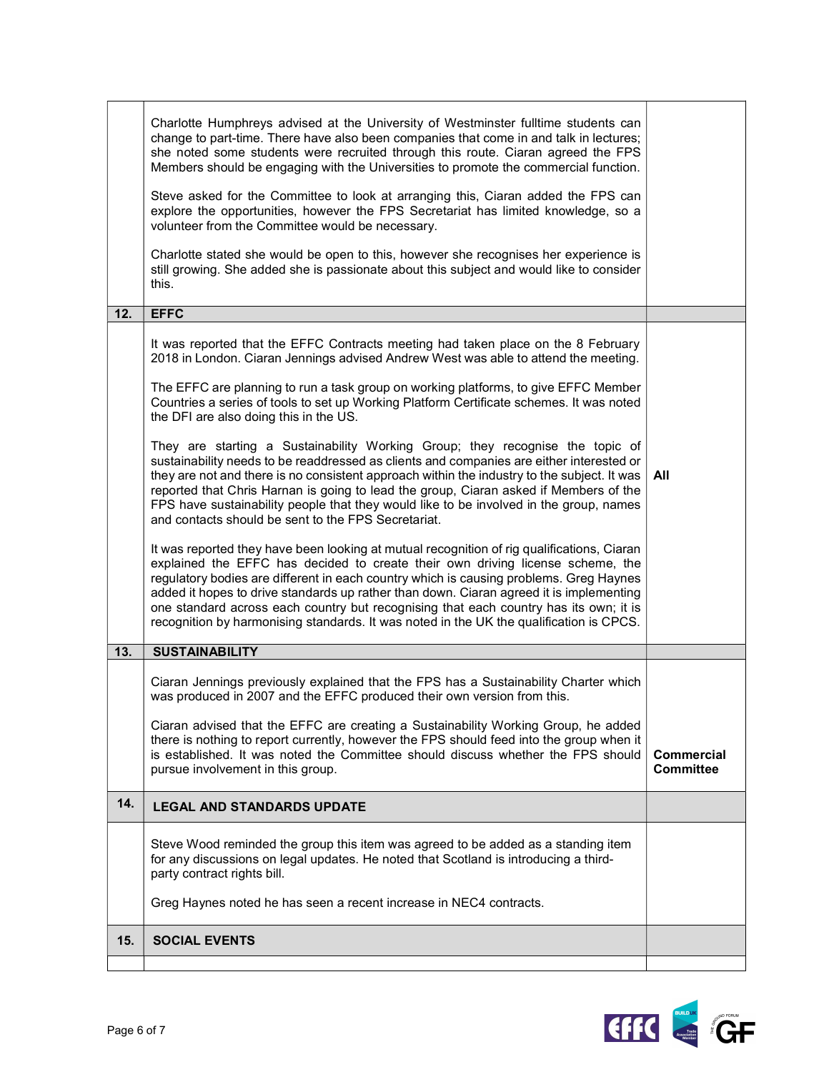| | | |
|---|---|---|
| | Charlotte Humphreys advised at the University of Westminster fulltime students can change to part-time. There have also been companies that come in and talk in lectures; she noted some students were recruited through this route. Ciaran agreed the FPS Members should be engaging with the Universities to promote the commercial function.<br><br>Steve asked for the Committee to look at arranging this, Ciaran added the FPS can explore the opportunities, however the FPS Secretariat has limited knowledge, so a volunteer from the Committee would be necessary.<br><br>Charlotte stated she would be open to this, however she recognises her experience is still growing. She added she is passionate about this subject and would like to consider this. | |
| **12.** | **EFFC** | |
| | It was reported that the EFFC Contracts meeting had taken place on the 8 February 2018 in London. Ciaran Jennings advised Andrew West was able to attend the meeting.<br><br>The EFFC are planning to run a task group on working platforms, to give EFFC Member Countries a series of tools to set up Working Platform Certificate schemes. It was noted the DFI are also doing this in the US.<br><br>They are starting a Sustainability Working Group; they recognise the topic of sustainability needs to be readdressed as clients and companies are either interested or they are not and there is no consistent approach within the industry to the subject. It was reported that Chris Harnan is going to lead the group, Ciaran asked if Members of the FPS have sustainability people that they would like to be involved in the group, names and contacts should be sent to the FPS Secretariat.<br><br>It was reported they have been looking at mutual recognition of rig qualifications, Ciaran explained the EFFC has decided to create their own driving license scheme, the regulatory bodies are different in each country which is causing problems. Greg Haynes added it hopes to drive standards up rather than down. Ciaran agreed it is implementing one standard across each country but recognising that each country has its own; it is recognition by harmonising standards. It was noted in the UK the qualification is CPCS. | **All** |
| **13.** | **SUSTAINABILITY** | |
| | Ciaran Jennings previously explained that the FPS has a Sustainability Charter which was produced in 2007 and the EFFC produced their own version from this.<br><br>Ciaran advised that the EFFC are creating a Sustainability Working Group, he added there is nothing to report currently, however the FPS should feed into the group when it is established. It was noted the Committee should discuss whether the FPS should pursue involvement in this group. | **Commercial Committee** |
| **14.** | **LEGAL AND STANDARDS UPDATE** | |
| | Steve Wood reminded the group this item was agreed to be added as a standing item for any discussions on legal updates. He noted that Scotland is introducing a third-party contract rights bill.<br><br>Greg Haynes noted he has seen a recent increase in NEC4 contracts. | |
| **15.** | **SOCIAL EVENTS** | |
| | | |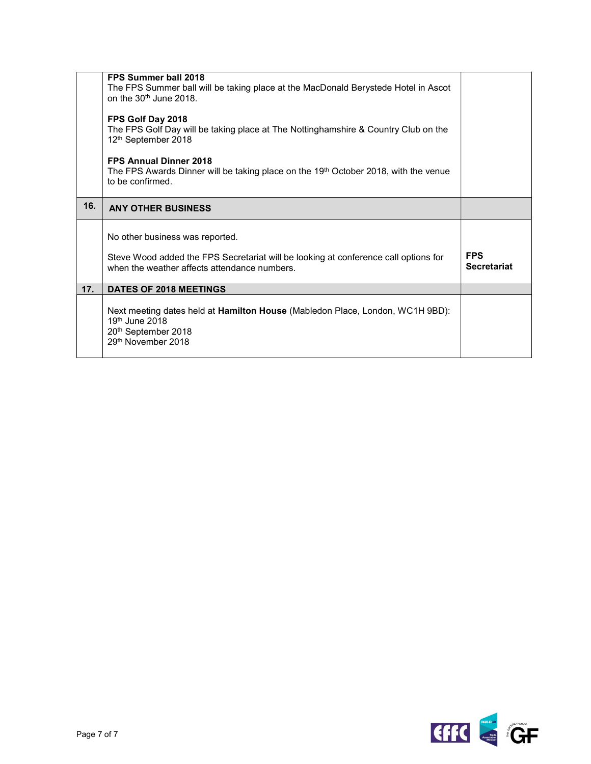| | | |
|---|---|---|
| | **FPS Summer ball 2018**<br>The FPS Summer ball will be taking place at the MacDonald Berystede Hotel in Ascot on the 30th June 2018.<br><br>**FPS Golf Day 2018**<br>The FPS Golf Day will be taking place at The Nottinghamshire & Country Club on the 12th September 2018<br><br>**FPS Annual Dinner 2018**<br>The FPS Awards Dinner will be taking place on the 19th October 2018, with the venue to be confirmed. | |
| **16.** | **ANY OTHER BUSINESS** | |
| | No other business was reported.<br><br>Steve Wood added the FPS Secretariat will be looking at conference call options for when the weather affects attendance numbers. | **FPS Secretariat** |
| **17.** | **DATES OF 2018 MEETINGS** | |
| | Next meeting dates held at **Hamilton House** (Mabledon Place, London, WC1H 9BD):<br>19th June 2018<br>20th September 2018<br>29th November 2018 | |